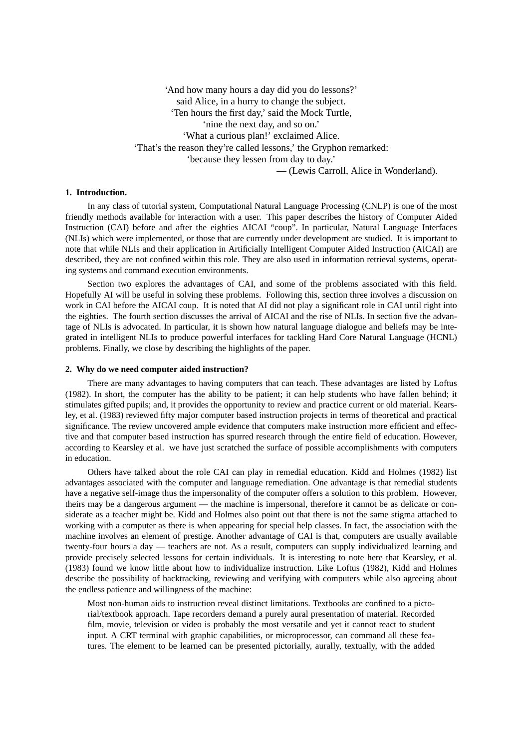'And how many hours a day did you do lessons?'
said Alice, in a hurry to change the subject.
'Ten hours the first day,' said the Mock Turtle,
'nine the next day, and so on.'
'What a curious plan!' exclaimed Alice.
'That's the reason they're called lessons,' the Gryphon remarked:
'because they lessen from day to day.'
— (Lewis Carroll, Alice in Wonderland).

## 1. Introduction.

In any class of tutorial system, Computational Natural Language Processing (CNLP) is one of the most friendly methods available for interaction with a user. This paper describes the history of Computer Aided Instruction (CAI) before and after the eighties AICAI "coup". In particular, Natural Language Interfaces (NLIs) which were implemented, or those that are currently under development are studied. It is important to note that while NLIs and their application in Artificially Intelligent Computer Aided Instruction (AICAI) are described, they are not confined within this role. They are also used in information retrieval systems, operating systems and command execution environments.

Section two explores the advantages of CAI, and some of the problems associated with this field. Hopefully AI will be useful in solving these problems. Following this, section three involves a discussion on work in CAI before the AICAI coup. It is noted that AI did not play a significant role in CAI until right into the eighties. The fourth section discusses the arrival of AICAI and the rise of NLIs. In section five the advantage of NLIs is advocated. In particular, it is shown how natural language dialogue and beliefs may be integrated in intelligent NLIs to produce powerful interfaces for tackling Hard Core Natural Language (HCNL) problems. Finally, we close by describing the highlights of the paper.

## 2. Why do we need computer aided instruction?

There are many advantages to having computers that can teach. These advantages are listed by Loftus (1982). In short, the computer has the ability to be patient; it can help students who have fallen behind; it stimulates gifted pupils; and, it provides the opportunity to review and practice current or old material. Kearsley, et al. (1983) reviewed fifty major computer based instruction projects in terms of theoretical and practical significance. The review uncovered ample evidence that computers make instruction more efficient and effective and that computer based instruction has spurred research through the entire field of education. However, according to Kearsley et al. we have just scratched the surface of possible accomplishments with computers in education.

Others have talked about the role CAI can play in remedial education. Kidd and Holmes (1982) list advantages associated with the computer and language remediation. One advantage is that remedial students have a negative self-image thus the impersonality of the computer offers a solution to this problem. However, theirs may be a dangerous argument — the machine is impersonal, therefore it cannot be as delicate or considerate as a teacher might be. Kidd and Holmes also point out that there is not the same stigma attached to working with a computer as there is when appearing for special help classes. In fact, the association with the machine involves an element of prestige. Another advantage of CAI is that, computers are usually available twenty-four hours a day — teachers are not. As a result, computers can supply individualized learning and provide precisely selected lessons for certain individuals. It is interesting to note here that Kearsley, et al. (1983) found we know little about how to individualize instruction. Like Loftus (1982), Kidd and Holmes describe the possibility of backtracking, reviewing and verifying with computers while also agreeing about the endless patience and willingness of the machine:

> Most non-human aids to instruction reveal distinct limitations. Textbooks are confined to a pictorial/textbook approach. Tape recorders demand a purely aural presentation of material. Recorded film, movie, television or video is probably the most versatile and yet it cannot react to student input. A CRT terminal with graphic capabilities, or microprocessor, can command all these features. The element to be learned can be presented pictorially, aurally, textually, with the added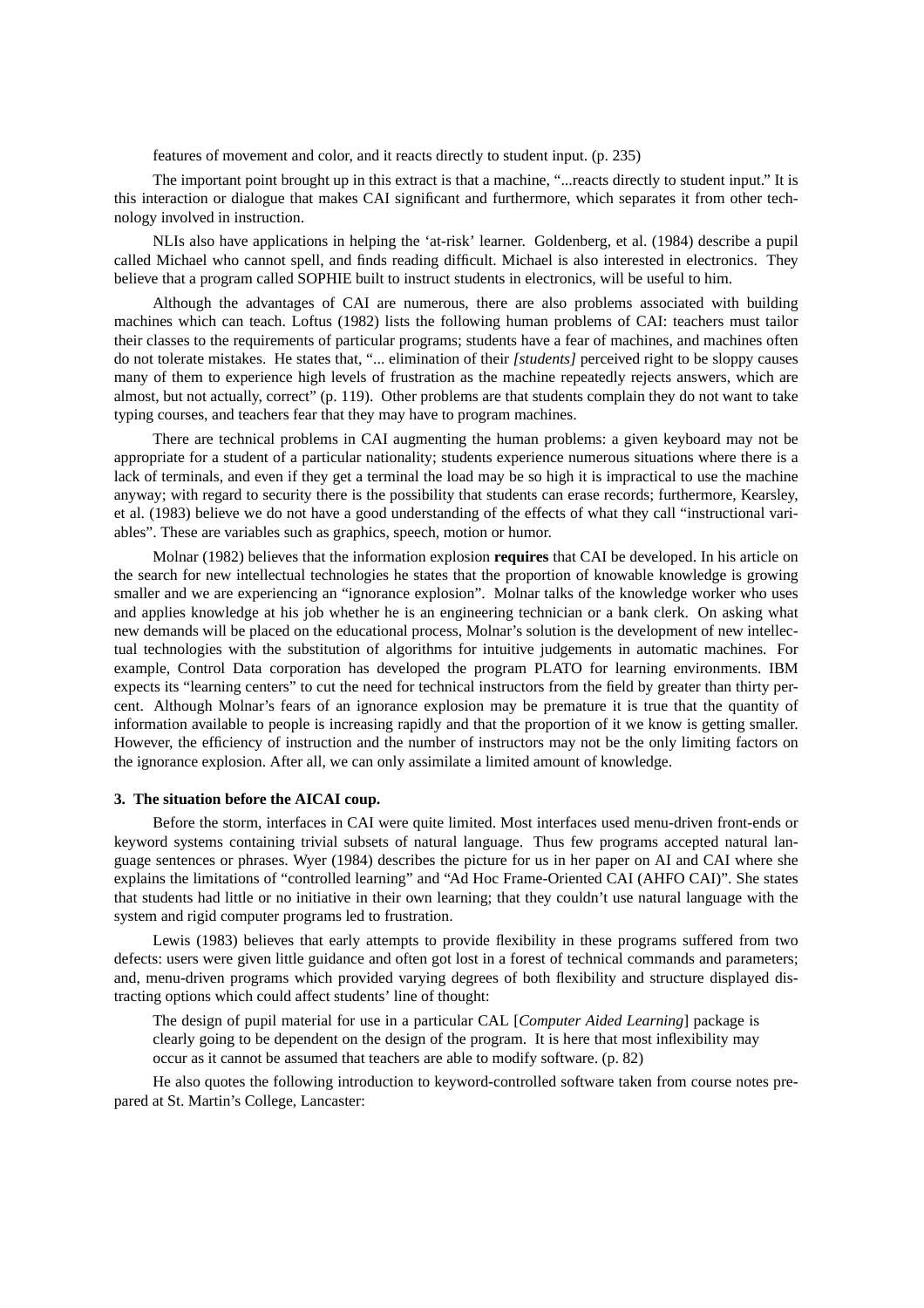features of movement and color, and it reacts directly to student input. (p. 235)

The important point brought up in this extract is that a machine, "...reacts directly to student input." It is this interaction or dialogue that makes CAI significant and furthermore, which separates it from other technology involved in instruction.

NLIs also have applications in helping the 'at-risk' learner. Goldenberg, et al. (1984) describe a pupil called Michael who cannot spell, and finds reading difficult. Michael is also interested in electronics. They believe that a program called SOPHIE built to instruct students in electronics, will be useful to him.

Although the advantages of CAI are numerous, there are also problems associated with building machines which can teach. Loftus (1982) lists the following human problems of CAI: teachers must tailor their classes to the requirements of particular programs; students have a fear of machines, and machines often do not tolerate mistakes. He states that, "... elimination of their *[students]* perceived right to be sloppy causes many of them to experience high levels of frustration as the machine repeatedly rejects answers, which are almost, but not actually, correct" (p. 119). Other problems are that students complain they do not want to take typing courses, and teachers fear that they may have to program machines.

There are technical problems in CAI augmenting the human problems: a given keyboard may not be appropriate for a student of a particular nationality; students experience numerous situations where there is a lack of terminals, and even if they get a terminal the load may be so high it is impractical to use the machine anyway; with regard to security there is the possibility that students can erase records; furthermore, Kearsley, et al. (1983) believe we do not have a good understanding of the effects of what they call "instructional variables". These are variables such as graphics, speech, motion or humor.

Molnar (1982) believes that the information explosion **requires** that CAI be developed. In his article on the search for new intellectual technologies he states that the proportion of knowable knowledge is growing smaller and we are experiencing an "ignorance explosion". Molnar talks of the knowledge worker who uses and applies knowledge at his job whether he is an engineering technician or a bank clerk. On asking what new demands will be placed on the educational process, Molnar's solution is the development of new intellectual technologies with the substitution of algorithms for intuitive judgements in automatic machines. For example, Control Data corporation has developed the program PLATO for learning environments. IBM expects its "learning centers" to cut the need for technical instructors from the field by greater than thirty percent. Although Molnar's fears of an ignorance explosion may be premature it is true that the quantity of information available to people is increasing rapidly and that the proportion of it we know is getting smaller. However, the efficiency of instruction and the number of instructors may not be the only limiting factors on the ignorance explosion. After all, we can only assimilate a limited amount of knowledge.

### 3. The situation before the AICAI coup.

Before the storm, interfaces in CAI were quite limited. Most interfaces used menu-driven front-ends or keyword systems containing trivial subsets of natural language. Thus few programs accepted natural language sentences or phrases. Wyer (1984) describes the picture for us in her paper on AI and CAI where she explains the limitations of "controlled learning" and "Ad Hoc Frame-Oriented CAI (AHFO CAI)". She states that students had little or no initiative in their own learning; that they couldn't use natural language with the system and rigid computer programs led to frustration.

Lewis (1983) believes that early attempts to provide flexibility in these programs suffered from two defects: users were given little guidance and often got lost in a forest of technical commands and parameters; and, menu-driven programs which provided varying degrees of both flexibility and structure displayed distracting options which could affect students' line of thought:

> The design of pupil material for use in a particular CAL [*Computer Aided Learning*] package is clearly going to be dependent on the design of the program. It is here that most inflexibility may occur as it cannot be assumed that teachers are able to modify software. (p. 82)

He also quotes the following introduction to keyword-controlled software taken from course notes prepared at St. Martin's College, Lancaster: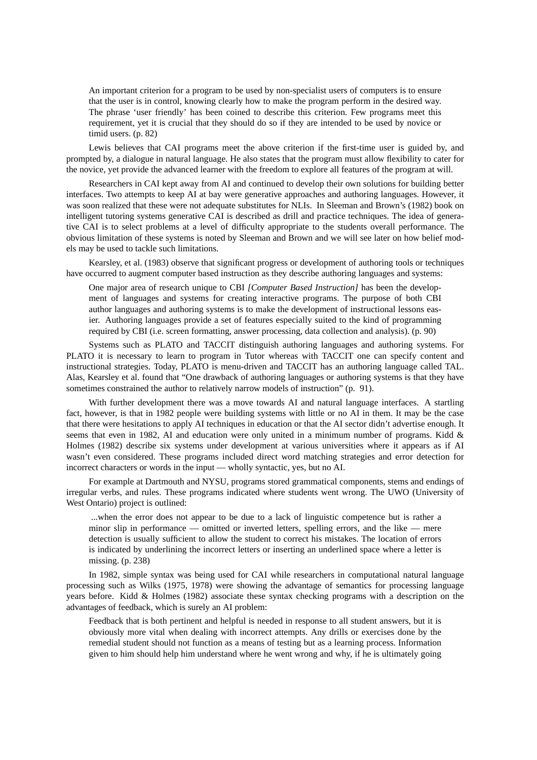> An important criterion for a program to be used by non-specialist users of computers is to ensure that the user is in control, knowing clearly how to make the program perform in the desired way. The phrase 'user friendly' has been coined to describe this criterion. Few programs meet this requirement, yet it is crucial that they should do so if they are intended to be used by novice or timid users. (p. 82)

Lewis believes that CAI programs meet the above criterion if the first-time user is guided by, and prompted by, a dialogue in natural language. He also states that the program must allow flexibility to cater for the novice, yet provide the advanced learner with the freedom to explore all features of the program at will.

Researchers in CAI kept away from AI and continued to develop their own solutions for building better interfaces. Two attempts to keep AI at bay were generative approaches and authoring languages. However, it was soon realized that these were not adequate substitutes for NLIs. In Sleeman and Brown's (1982) book on intelligent tutoring systems generative CAI is described as drill and practice techniques. The idea of generative CAI is to select problems at a level of difficulty appropriate to the students overall performance. The obvious limitation of these systems is noted by Sleeman and Brown and we will see later on how belief models may be used to tackle such limitations.

Kearsley, et al. (1983) observe that significant progress or development of authoring tools or techniques have occurred to augment computer based instruction as they describe authoring languages and systems:

> One major area of research unique to CBI *[Computer Based Instruction]* has been the development of languages and systems for creating interactive programs. The purpose of both CBI author languages and authoring systems is to make the development of instructional lessons easier. Authoring languages provide a set of features especially suited to the kind of programming required by CBI (i.e. screen formatting, answer processing, data collection and analysis). (p. 90)

Systems such as PLATO and TACCIT distinguish authoring languages and authoring systems. For PLATO it is necessary to learn to program in Tutor whereas with TACCIT one can specify content and instructional strategies. Today, PLATO is menu-driven and TACCIT has an authoring language called TAL. Alas, Kearsley et al. found that "One drawback of authoring languages or authoring systems is that they have sometimes constrained the author to relatively narrow models of instruction" (p. 91).

With further development there was a move towards AI and natural language interfaces. A startling fact, however, is that in 1982 people were building systems with little or no AI in them. It may be the case that there were hesitations to apply AI techniques in education or that the AI sector didn't advertise enough. It seems that even in 1982, AI and education were only united in a minimum number of programs. Kidd & Holmes (1982) describe six systems under development at various universities where it appears as if AI wasn't even considered. These programs included direct word matching strategies and error detection for incorrect characters or words in the input — wholly syntactic, yes, but no AI.

For example at Dartmouth and NYSU, programs stored grammatical components, stems and endings of irregular verbs, and rules. These programs indicated where students went wrong. The UWO (University of West Ontario) project is outlined:

> ...when the error does not appear to be due to a lack of linguistic competence but is rather a minor slip in performance — omitted or inverted letters, spelling errors, and the like — mere detection is usually sufficient to allow the student to correct his mistakes. The location of errors is indicated by underlining the incorrect letters or inserting an underlined space where a letter is missing. (p. 238)

In 1982, simple syntax was being used for CAI while researchers in computational natural language processing such as Wilks (1975, 1978) were showing the advantage of semantics for processing language years before. Kidd & Holmes (1982) associate these syntax checking programs with a description on the advantages of feedback, which is surely an AI problem:

> Feedback that is both pertinent and helpful is needed in response to all student answers, but it is obviously more vital when dealing with incorrect attempts. Any drills or exercises done by the remedial student should not function as a means of testing but as a learning process. Information given to him should help him understand where he went wrong and why, if he is ultimately going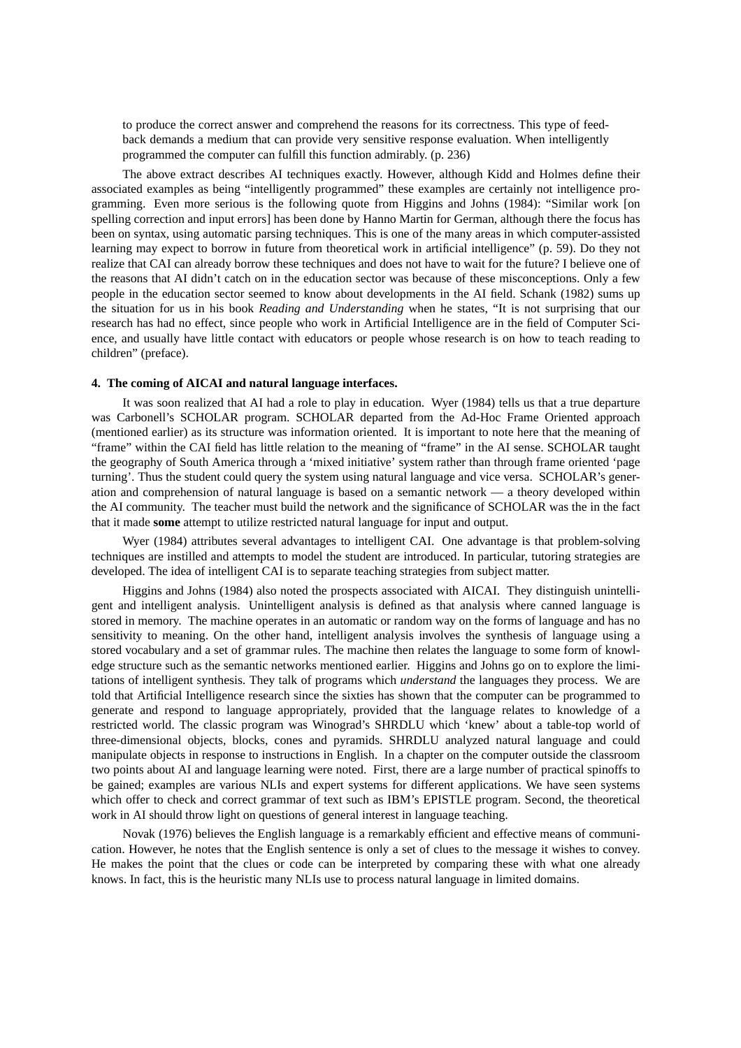> to produce the correct answer and comprehend the reasons for its correctness. This type of feedback demands a medium that can provide very sensitive response evaluation. When intelligently programmed the computer can fulfill this function admirably. (p. 236)

The above extract describes AI techniques exactly. However, although Kidd and Holmes define their associated examples as being "intelligently programmed" these examples are certainly not intelligence programming. Even more serious is the following quote from Higgins and Johns (1984): "Similar work [on spelling correction and input errors] has been done by Hanno Martin for German, although there the focus has been on syntax, using automatic parsing techniques. This is one of the many areas in which computer-assisted learning may expect to borrow in future from theoretical work in artificial intelligence" (p. 59). Do they not realize that CAI can already borrow these techniques and does not have to wait for the future? I believe one of the reasons that AI didn't catch on in the education sector was because of these misconceptions. Only a few people in the education sector seemed to know about developments in the AI field. Schank (1982) sums up the situation for us in his book *Reading and Understanding* when he states, "It is not surprising that our research has had no effect, since people who work in Artificial Intelligence are in the field of Computer Science, and usually have little contact with educators or people whose research is on how to teach reading to children" (preface).

#### 4. The coming of AICAI and natural language interfaces.

It was soon realized that AI had a role to play in education. Wyer (1984) tells us that a true departure was Carbonell's SCHOLAR program. SCHOLAR departed from the Ad-Hoc Frame Oriented approach (mentioned earlier) as its structure was information oriented. It is important to note here that the meaning of "frame" within the CAI field has little relation to the meaning of "frame" in the AI sense. SCHOLAR taught the geography of South America through a 'mixed initiative' system rather than through frame oriented 'page turning'. Thus the student could query the system using natural language and vice versa. SCHOLAR's generation and comprehension of natural language is based on a semantic network — a theory developed within the AI community. The teacher must build the network and the significance of SCHOLAR was the in the fact that it made **some** attempt to utilize restricted natural language for input and output.

Wyer (1984) attributes several advantages to intelligent CAI. One advantage is that problem-solving techniques are instilled and attempts to model the student are introduced. In particular, tutoring strategies are developed. The idea of intelligent CAI is to separate teaching strategies from subject matter.

Higgins and Johns (1984) also noted the prospects associated with AICAI. They distinguish unintelligent and intelligent analysis. Unintelligent analysis is defined as that analysis where canned language is stored in memory. The machine operates in an automatic or random way on the forms of language and has no sensitivity to meaning. On the other hand, intelligent analysis involves the synthesis of language using a stored vocabulary and a set of grammar rules. The machine then relates the language to some form of knowledge structure such as the semantic networks mentioned earlier. Higgins and Johns go on to explore the limitations of intelligent synthesis. They talk of programs which *understand* the languages they process. We are told that Artificial Intelligence research since the sixties has shown that the computer can be programmed to generate and respond to language appropriately, provided that the language relates to knowledge of a restricted world. The classic program was Winograd's SHRDLU which 'knew' about a table-top world of three-dimensional objects, blocks, cones and pyramids. SHRDLU analyzed natural language and could manipulate objects in response to instructions in English. In a chapter on the computer outside the classroom two points about AI and language learning were noted. First, there are a large number of practical spinoffs to be gained; examples are various NLIs and expert systems for different applications. We have seen systems which offer to check and correct grammar of text such as IBM's EPISTLE program. Second, the theoretical work in AI should throw light on questions of general interest in language teaching.

Novak (1976) believes the English language is a remarkably efficient and effective means of communication. However, he notes that the English sentence is only a set of clues to the message it wishes to convey. He makes the point that the clues or code can be interpreted by comparing these with what one already knows. In fact, this is the heuristic many NLIs use to process natural language in limited domains.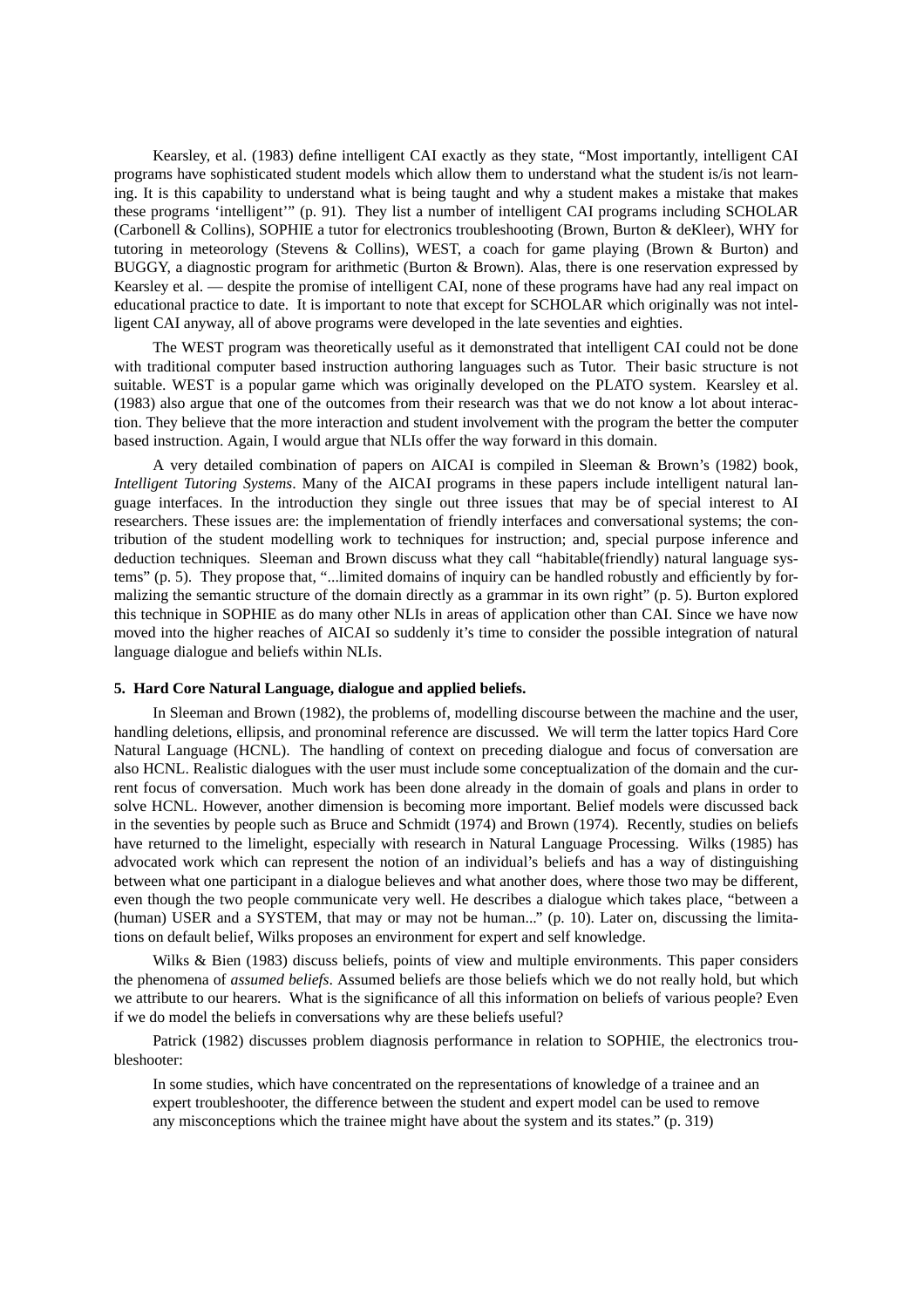Kearsley, et al. (1983) define intelligent CAI exactly as they state, "Most importantly, intelligent CAI programs have sophisticated student models which allow them to understand what the student is/is not learning. It is this capability to understand what is being taught and why a student makes a mistake that makes these programs 'intelligent'" (p. 91). They list a number of intelligent CAI programs including SCHOLAR (Carbonell & Collins), SOPHIE a tutor for electronics troubleshooting (Brown, Burton & deKleer), WHY for tutoring in meteorology (Stevens & Collins), WEST, a coach for game playing (Brown & Burton) and BUGGY, a diagnostic program for arithmetic (Burton & Brown). Alas, there is one reservation expressed by Kearsley et al. — despite the promise of intelligent CAI, none of these programs have had any real impact on educational practice to date. It is important to note that except for SCHOLAR which originally was not intelligent CAI anyway, all of above programs were developed in the late seventies and eighties.

The WEST program was theoretically useful as it demonstrated that intelligent CAI could not be done with traditional computer based instruction authoring languages such as Tutor. Their basic structure is not suitable. WEST is a popular game which was originally developed on the PLATO system. Kearsley et al. (1983) also argue that one of the outcomes from their research was that we do not know a lot about interaction. They believe that the more interaction and student involvement with the program the better the computer based instruction. Again, I would argue that NLIs offer the way forward in this domain.

A very detailed combination of papers on AICAI is compiled in Sleeman & Brown's (1982) book, *Intelligent Tutoring Systems*. Many of the AICAI programs in these papers include intelligent natural language interfaces. In the introduction they single out three issues that may be of special interest to AI researchers. These issues are: the implementation of friendly interfaces and conversational systems; the contribution of the student modelling work to techniques for instruction; and, special purpose inference and deduction techniques. Sleeman and Brown discuss what they call "habitable(friendly) natural language systems" (p. 5). They propose that, "...limited domains of inquiry can be handled robustly and efficiently by formalizing the semantic structure of the domain directly as a grammar in its own right" (p. 5). Burton explored this technique in SOPHIE as do many other NLIs in areas of application other than CAI. Since we have now moved into the higher reaches of AICAI so suddenly it's time to consider the possible integration of natural language dialogue and beliefs within NLIs.

**5. Hard Core Natural Language, dialogue and applied beliefs.**

In Sleeman and Brown (1982), the problems of, modelling discourse between the machine and the user, handling deletions, ellipsis, and pronominal reference are discussed. We will term the latter topics Hard Core Natural Language (HCNL). The handling of context on preceding dialogue and focus of conversation are also HCNL. Realistic dialogues with the user must include some conceptualization of the domain and the current focus of conversation. Much work has been done already in the domain of goals and plans in order to solve HCNL. However, another dimension is becoming more important. Belief models were discussed back in the seventies by people such as Bruce and Schmidt (1974) and Brown (1974). Recently, studies on beliefs have returned to the limelight, especially with research in Natural Language Processing. Wilks (1985) has advocated work which can represent the notion of an individual's beliefs and has a way of distinguishing between what one participant in a dialogue believes and what another does, where those two may be different, even though the two people communicate very well. He describes a dialogue which takes place, "between a (human) USER and a SYSTEM, that may or may not be human..." (p. 10). Later on, discussing the limitations on default belief, Wilks proposes an environment for expert and self knowledge.

Wilks & Bien (1983) discuss beliefs, points of view and multiple environments. This paper considers the phenomena of *assumed beliefs*. Assumed beliefs are those beliefs which we do not really hold, but which we attribute to our hearers. What is the significance of all this information on beliefs of various people? Even if we do model the beliefs in conversations why are these beliefs useful?

Patrick (1982) discusses problem diagnosis performance in relation to SOPHIE, the electronics troubleshooter:

> In some studies, which have concentrated on the representations of knowledge of a trainee and an expert troubleshooter, the difference between the student and expert model can be used to remove any misconceptions which the trainee might have about the system and its states." (p. 319)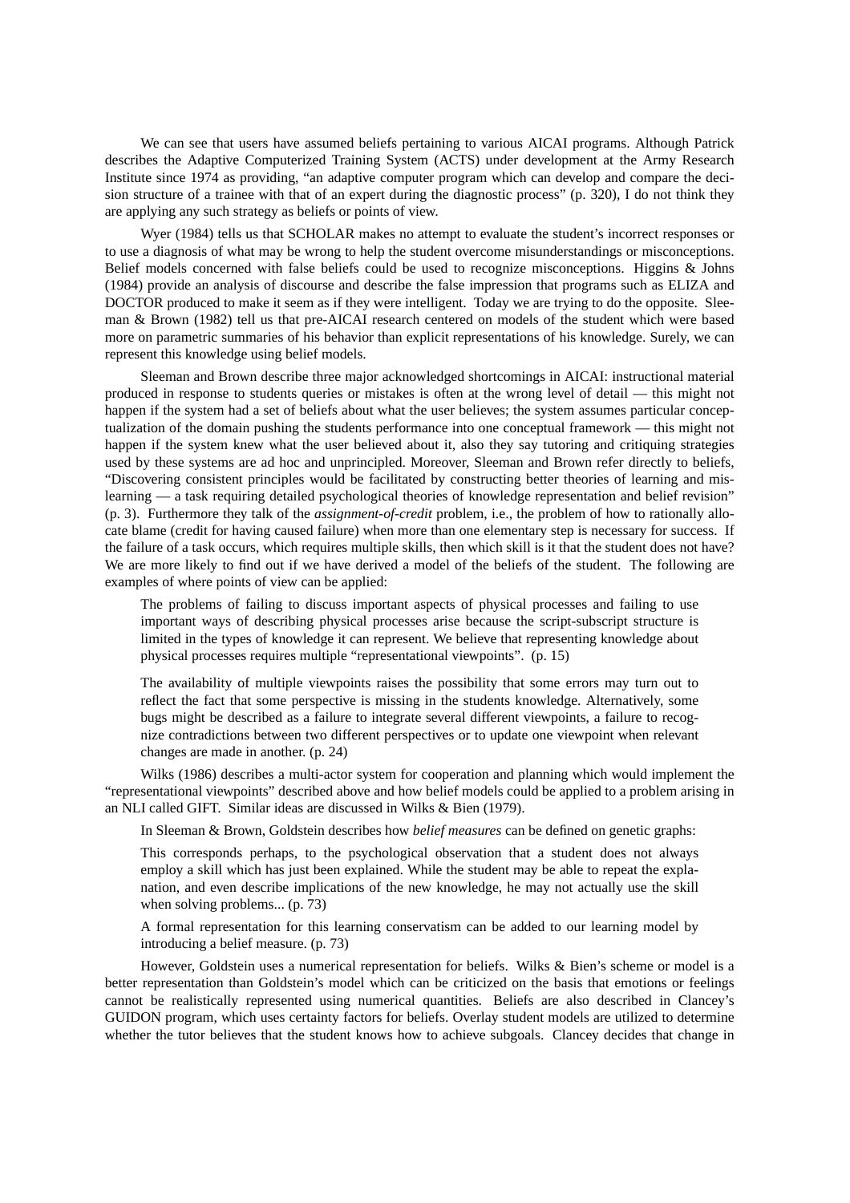We can see that users have assumed beliefs pertaining to various AICAI programs. Although Patrick describes the Adaptive Computerized Training System (ACTS) under development at the Army Research Institute since 1974 as providing, "an adaptive computer program which can develop and compare the decision structure of a trainee with that of an expert during the diagnostic process" (p. 320), I do not think they are applying any such strategy as beliefs or points of view.

Wyer (1984) tells us that SCHOLAR makes no attempt to evaluate the student's incorrect responses or to use a diagnosis of what may be wrong to help the student overcome misunderstandings or misconceptions. Belief models concerned with false beliefs could be used to recognize misconceptions. Higgins & Johns (1984) provide an analysis of discourse and describe the false impression that programs such as ELIZA and DOCTOR produced to make it seem as if they were intelligent. Today we are trying to do the opposite. Sleeman & Brown (1982) tell us that pre-AICAI research centered on models of the student which were based more on parametric summaries of his behavior than explicit representations of his knowledge. Surely, we can represent this knowledge using belief models.

Sleeman and Brown describe three major acknowledged shortcomings in AICAI: instructional material produced in response to students queries or mistakes is often at the wrong level of detail — this might not happen if the system had a set of beliefs about what the user believes; the system assumes particular conceptualization of the domain pushing the students performance into one conceptual framework — this might not happen if the system knew what the user believed about it, also they say tutoring and critiquing strategies used by these systems are ad hoc and unprincipled. Moreover, Sleeman and Brown refer directly to beliefs, "Discovering consistent principles would be facilitated by constructing better theories of learning and mislearning — a task requiring detailed psychological theories of knowledge representation and belief revision" (p. 3). Furthermore they talk of the *assignment-of-credit* problem, i.e., the problem of how to rationally allocate blame (credit for having caused failure) when more than one elementary step is necessary for success. If the failure of a task occurs, which requires multiple skills, then which skill is it that the student does not have? We are more likely to find out if we have derived a model of the beliefs of the student. The following are examples of where points of view can be applied:

> The problems of failing to discuss important aspects of physical processes and failing to use important ways of describing physical processes arise because the script-subscript structure is limited in the types of knowledge it can represent. We believe that representing knowledge about physical processes requires multiple "representational viewpoints". (p. 15)

> The availability of multiple viewpoints raises the possibility that some errors may turn out to reflect the fact that some perspective is missing in the students knowledge. Alternatively, some bugs might be described as a failure to integrate several different viewpoints, a failure to recognize contradictions between two different perspectives or to update one viewpoint when relevant changes are made in another. (p. 24)

Wilks (1986) describes a multi-actor system for cooperation and planning which would implement the "representational viewpoints" described above and how belief models could be applied to a problem arising in an NLI called GIFT. Similar ideas are discussed in Wilks & Bien (1979).

In Sleeman & Brown, Goldstein describes how *belief measures* can be defined on genetic graphs:

> This corresponds perhaps, to the psychological observation that a student does not always employ a skill which has just been explained. While the student may be able to repeat the explanation, and even describe implications of the new knowledge, he may not actually use the skill when solving problems... (p. 73)

> A formal representation for this learning conservatism can be added to our learning model by introducing a belief measure. (p. 73)

However, Goldstein uses a numerical representation for beliefs. Wilks & Bien's scheme or model is a better representation than Goldstein's model which can be criticized on the basis that emotions or feelings cannot be realistically represented using numerical quantities. Beliefs are also described in Clancey's GUIDON program, which uses certainty factors for beliefs. Overlay student models are utilized to determine whether the tutor believes that the student knows how to achieve subgoals. Clancey decides that change in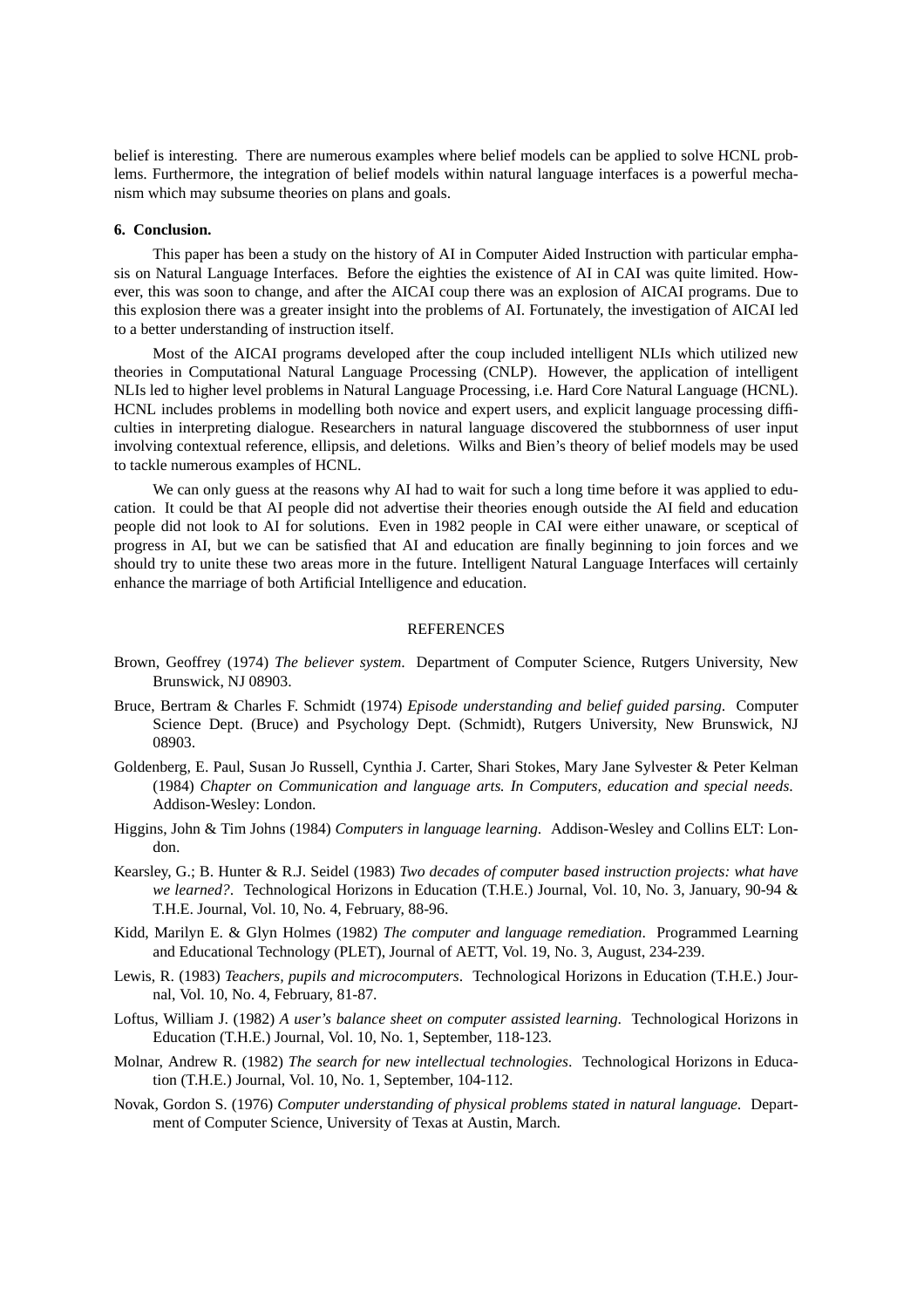belief is interesting. There are numerous examples where belief models can be applied to solve HCNL problems. Furthermore, the integration of belief models within natural language interfaces is a powerful mechanism which may subsume theories on plans and goals.

**6. Conclusion.**

This paper has been a study on the history of AI in Computer Aided Instruction with particular emphasis on Natural Language Interfaces. Before the eighties the existence of AI in CAI was quite limited. However, this was soon to change, and after the AICAI coup there was an explosion of AICAI programs. Due to this explosion there was a greater insight into the problems of AI. Fortunately, the investigation of AICAI led to a better understanding of instruction itself.

Most of the AICAI programs developed after the coup included intelligent NLIs which utilized new theories in Computational Natural Language Processing (CNLP). However, the application of intelligent NLIs led to higher level problems in Natural Language Processing, i.e. Hard Core Natural Language (HCNL). HCNL includes problems in modelling both novice and expert users, and explicit language processing difficulties in interpreting dialogue. Researchers in natural language discovered the stubbornness of user input involving contextual reference, ellipsis, and deletions. Wilks and Bien's theory of belief models may be used to tackle numerous examples of HCNL.

We can only guess at the reasons why AI had to wait for such a long time before it was applied to education. It could be that AI people did not advertise their theories enough outside the AI field and education people did not look to AI for solutions. Even in 1982 people in CAI were either unaware, or sceptical of progress in AI, but we can be satisfied that AI and education are finally beginning to join forces and we should try to unite these two areas more in the future. Intelligent Natural Language Interfaces will certainly enhance the marriage of both Artificial Intelligence and education.

REFERENCES

Brown, Geoffrey (1974) *The believer system*. Department of Computer Science, Rutgers University, New Brunswick, NJ 08903.

Bruce, Bertram & Charles F. Schmidt (1974) *Episode understanding and belief guided parsing*. Computer Science Dept. (Bruce) and Psychology Dept. (Schmidt), Rutgers University, New Brunswick, NJ 08903.

Goldenberg, E. Paul, Susan Jo Russell, Cynthia J. Carter, Shari Stokes, Mary Jane Sylvester & Peter Kelman (1984) *Chapter on Communication and language arts. In Computers, education and special needs.* Addison-Wesley: London.

Higgins, John & Tim Johns (1984) *Computers in language learning*. Addison-Wesley and Collins ELT: London.

Kearsley, G.; B. Hunter & R.J. Seidel (1983) *Two decades of computer based instruction projects: what have we learned?*. Technological Horizons in Education (T.H.E.) Journal, Vol. 10, No. 3, January, 90-94 & T.H.E. Journal, Vol. 10, No. 4, February, 88-96.

Kidd, Marilyn E. & Glyn Holmes (1982) *The computer and language remediation*. Programmed Learning and Educational Technology (PLET), Journal of AETT, Vol. 19, No. 3, August, 234-239.

Lewis, R. (1983) *Teachers, pupils and microcomputers*. Technological Horizons in Education (T.H.E.) Journal, Vol. 10, No. 4, February, 81-87.

Loftus, William J. (1982) *A user's balance sheet on computer assisted learning*. Technological Horizons in Education (T.H.E.) Journal, Vol. 10, No. 1, September, 118-123.

Molnar, Andrew R. (1982) *The search for new intellectual technologies*. Technological Horizons in Education (T.H.E.) Journal, Vol. 10, No. 1, September, 104-112.

Novak, Gordon S. (1976) *Computer understanding of physical problems stated in natural language*. Department of Computer Science, University of Texas at Austin, March.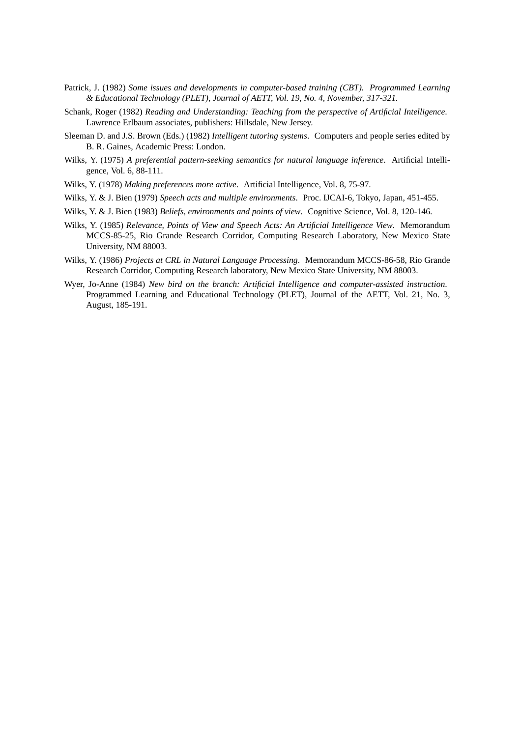Patrick, J. (1982) *Some issues and developments in computer-based training (CBT). Programmed Learning & Educational Technology (PLET), Journal of AETT, Vol. 19, No. 4, November, 317-321.*

Schank, Roger (1982) *Reading and Understanding: Teaching from the perspective of Artificial Intelligence*. Lawrence Erlbaum associates, publishers: Hillsdale, New Jersey.

Sleeman D. and J.S. Brown (Eds.) (1982) *Intelligent tutoring systems*. Computers and people series edited by B. R. Gaines, Academic Press: London.

Wilks, Y. (1975) *A preferential pattern-seeking semantics for natural language inference*. Artificial Intelligence, Vol. 6, 88-111.

Wilks, Y. (1978) *Making preferences more active*. Artificial Intelligence, Vol. 8, 75-97.

Wilks, Y. & J. Bien (1979) *Speech acts and multiple environments*. Proc. IJCAI-6, Tokyo, Japan, 451-455.

Wilks, Y. & J. Bien (1983) *Beliefs, environments and points of view*. Cognitive Science, Vol. 8, 120-146.

Wilks, Y. (1985) *Relevance, Points of View and Speech Acts: An Artificial Intelligence View*. Memorandum MCCS-85-25, Rio Grande Research Corridor, Computing Research Laboratory, New Mexico State University, NM 88003.

Wilks, Y. (1986) *Projects at CRL in Natural Language Processing*. Memorandum MCCS-86-58, Rio Grande Research Corridor, Computing Research laboratory, New Mexico State University, NM 88003.

Wyer, Jo-Anne (1984) *New bird on the branch: Artificial Intelligence and computer-assisted instruction*. Programmed Learning and Educational Technology (PLET), Journal of the AETT, Vol. 21, No. 3, August, 185-191.